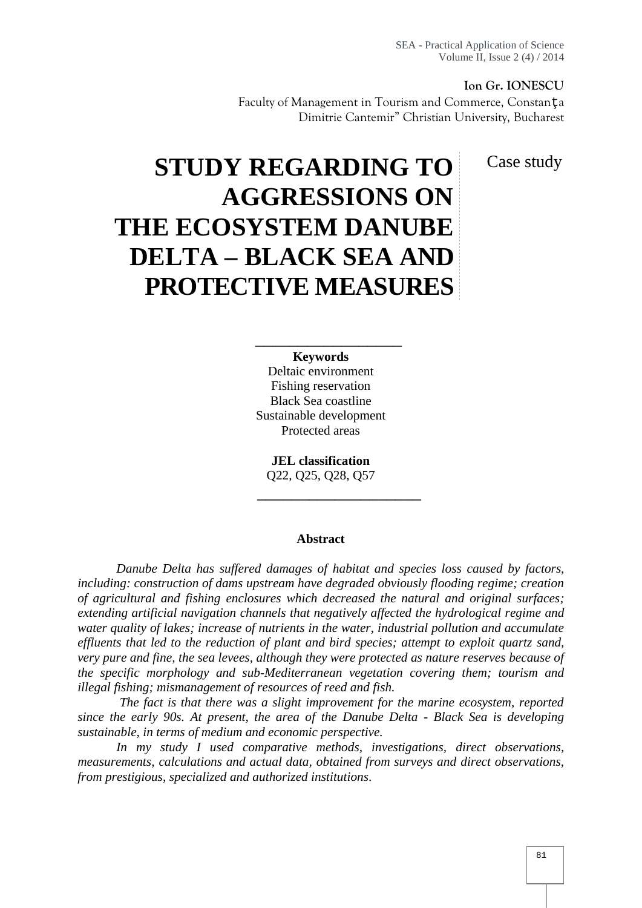**Ion Gr. IONESCU**
Faculty of Management in Tourism and Commerce, Constanţa
Dimitrie Cantemir" Christian University, Bucharest

# STUDY REGARDING TO AGGRESSIONS ON THE ECOSYSTEM DANUBE DELTA – BLACK SEA AND PROTECTIVE MEASURES

Case study

**Keywords**
Deltaic environment
Fishing reservation
Black Sea coastline
Sustainable development
Protected areas

**JEL classification**
Q22, Q25, Q28, Q57

**Abstract**

*Danube Delta has suffered damages of habitat and species loss caused by factors, including: construction of dams upstream have degraded obviously flooding regime; creation of agricultural and fishing enclosures which decreased the natural and original surfaces; extending artificial navigation channels that negatively affected the hydrological regime and water quality of lakes; increase of nutrients in the water, industrial pollution and accumulate effluents that led to the reduction of plant and bird species; attempt to exploit quartz sand, very pure and fine, the sea levees, although they were protected as nature reserves because of the specific morphology and sub-Mediterranean vegetation covering them; tourism and illegal fishing; mismanagement of resources of reed and fish.*

*The fact is that there was a slight improvement for the marine ecosystem, reported since the early 90s. At present, the area of the Danube Delta - Black Sea is developing sustainable, in terms of medium and economic perspective.*

*In my study I used comparative methods, investigations, direct observations, measurements, calculations and actual data, obtained from surveys and direct observations, from prestigious, specialized and authorized institutions.*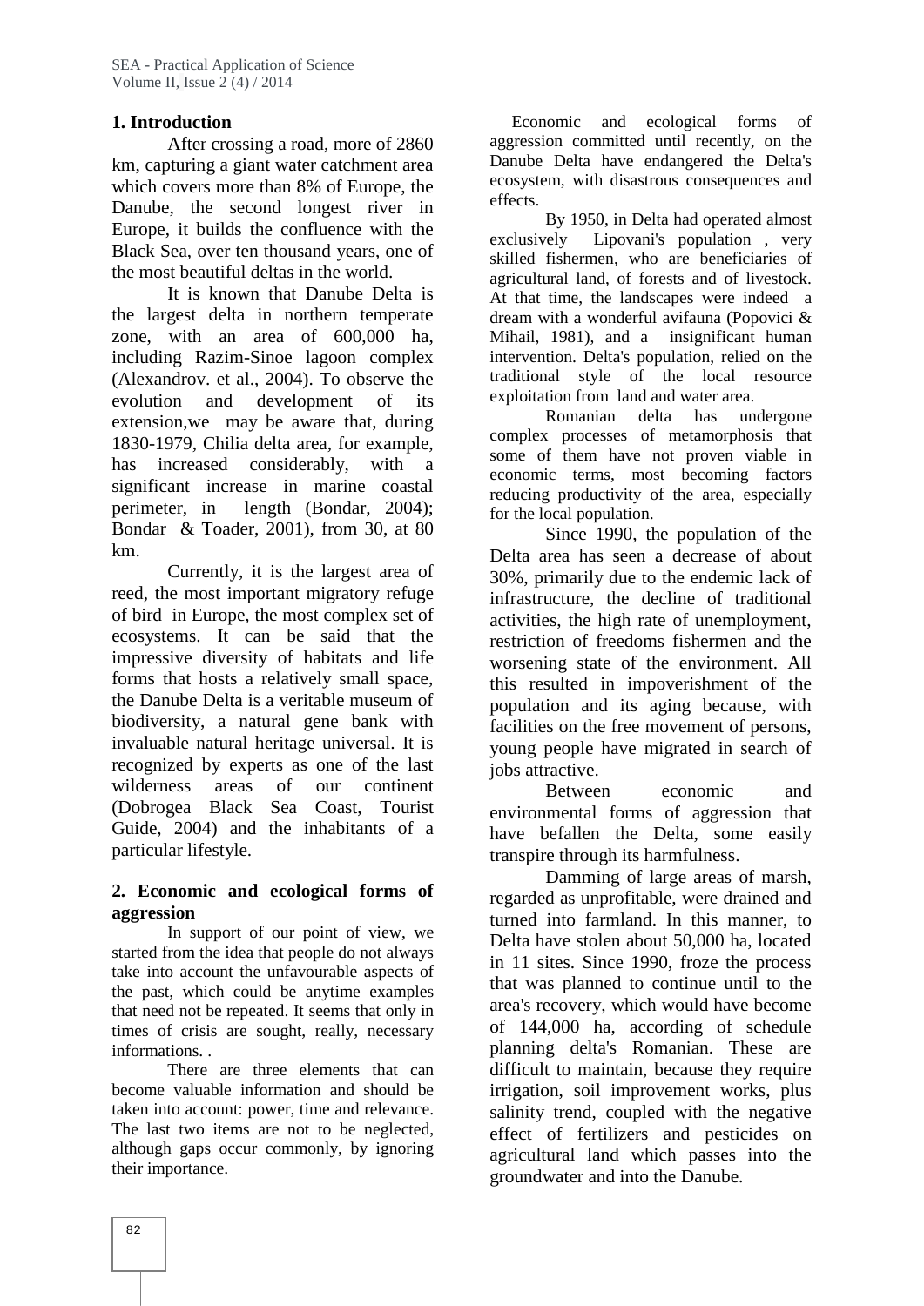## 1. Introduction

After crossing a road, more of 2860 km, capturing a giant water catchment area which covers more than 8% of Europe, the Danube, the second longest river in Europe, it builds the confluence with the Black Sea, over ten thousand years, one of the most beautiful deltas in the world.

It is known that Danube Delta is the largest delta in northern temperate zone, with an area of 600,000 ha, including Razim-Sinoe lagoon complex (Alexandrov. et al., 2004). To observe the evolution and development of its extension,we may be aware that, during 1830-1979, Chilia delta area, for example, has increased considerably, with a significant increase in marine coastal perimeter, in length (Bondar, 2004); Bondar & Toader, 2001), from 30, at 80 km.

Currently, it is the largest area of reed, the most important migratory refuge of bird in Europe, the most complex set of ecosystems. It can be said that the impressive diversity of habitats and life forms that hosts a relatively small space, the Danube Delta is a veritable museum of biodiversity, a natural gene bank with invaluable natural heritage universal. It is recognized by experts as one of the last wilderness areas of our continent (Dobrogea Black Sea Coast, Tourist Guide, 2004) and the inhabitants of a particular lifestyle.

## 2. Economic and ecological forms of aggression

In support of our point of view, we started from the idea that people do not always take into account the unfavourable aspects of the past, which could be anytime examples that need not be repeated. It seems that only in times of crisis are sought, really, necessary informations. .

There are three elements that can become valuable information and should be taken into account: power, time and relevance. The last two items are not to be neglected, although gaps occur commonly, by ignoring their importance.

Economic and ecological forms of aggression committed until recently, on the Danube Delta have endangered the Delta's ecosystem, with disastrous consequences and effects.

By 1950, in Delta had operated almost exclusively Lipovani's population , very skilled fishermen, who are beneficiaries of agricultural land, of forests and of livestock. At that time, the landscapes were indeed a dream with a wonderful avifauna (Popovici & Mihail, 1981), and a insignificant human intervention. Delta's population, relied on the traditional style of the local resource exploitation from land and water area.

Romanian delta has undergone complex processes of metamorphosis that some of them have not proven viable in economic terms, most becoming factors reducing productivity of the area, especially for the local population.

Since 1990, the population of the Delta area has seen a decrease of about 30%, primarily due to the endemic lack of infrastructure, the decline of traditional activities, the high rate of unemployment, restriction of freedoms fishermen and the worsening state of the environment. All this resulted in impoverishment of the population and its aging because, with facilities on the free movement of persons, young people have migrated in search of jobs attractive.

Between economic and environmental forms of aggression that have befallen the Delta, some easily transpire through its harmfulness.

Damming of large areas of marsh, regarded as unprofitable, were drained and turned into farmland. In this manner, to Delta have stolen about 50,000 ha, located in 11 sites. Since 1990, froze the process that was planned to continue until to the area's recovery, which would have become of 144,000 ha, according of schedule planning delta's Romanian. These are difficult to maintain, because they require irrigation, soil improvement works, plus salinity trend, coupled with the negative effect of fertilizers and pesticides on agricultural land which passes into the groundwater and into the Danube.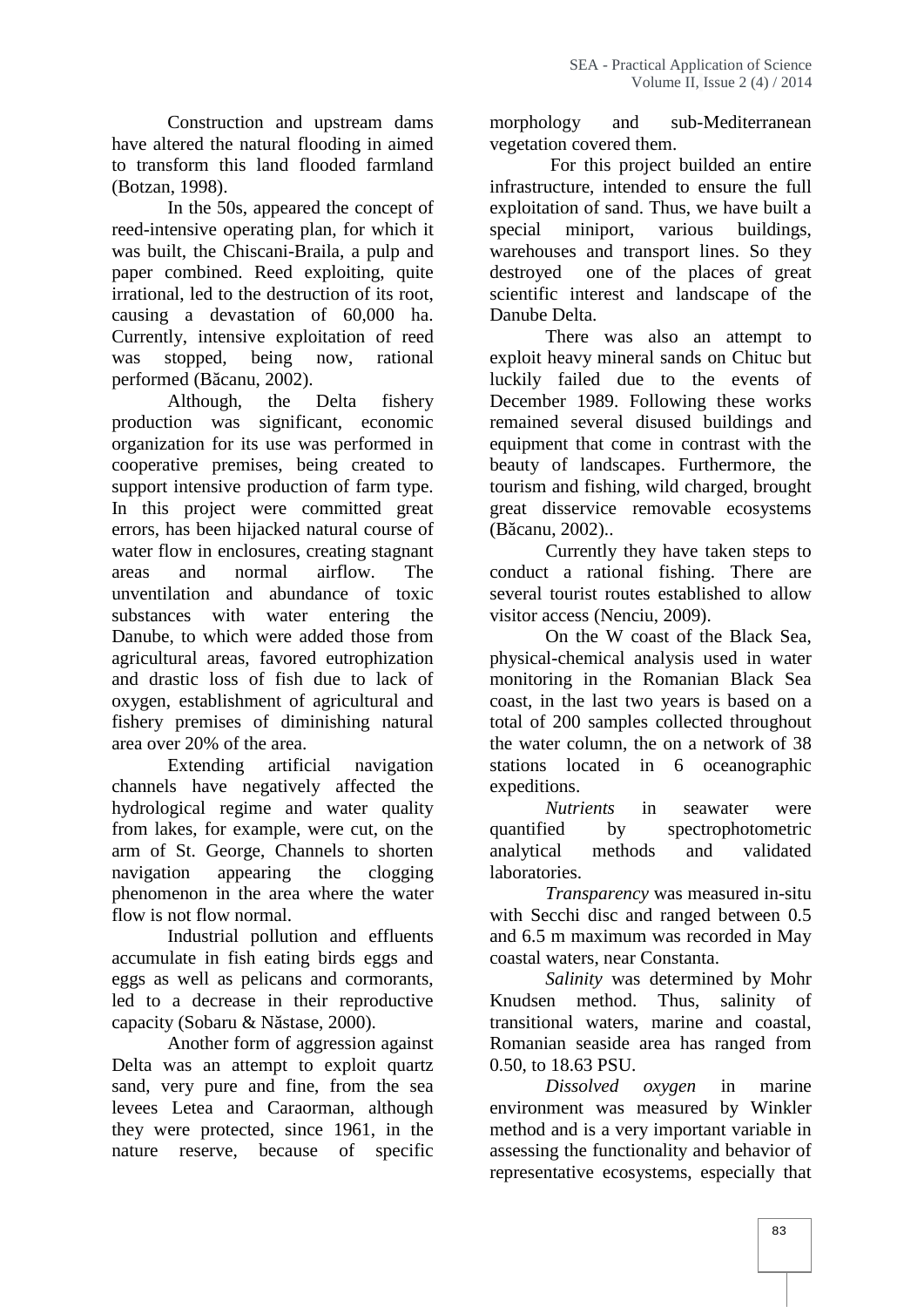Construction and upstream dams have altered the natural flooding in aimed to transform this land flooded farmland (Botzan, 1998).

In the 50s, appeared the concept of reed-intensive operating plan, for which it was built, the Chiscani-Braila, a pulp and paper combined. Reed exploiting, quite irrational, led to the destruction of its root, causing a devastation of 60,000 ha. Currently, intensive exploitation of reed was stopped, being now, rational performed (Băcanu, 2002).

Although, the Delta fishery production was significant, economic organization for its use was performed in cooperative premises, being created to support intensive production of farm type. In this project were committed great errors, has been hijacked natural course of water flow in enclosures, creating stagnant areas and normal airflow. The unventilation and abundance of toxic substances with water entering the Danube, to which were added those from agricultural areas, favored eutrophization and drastic loss of fish due to lack of oxygen, establishment of agricultural and fishery premises of diminishing natural area over 20% of the area.

Extending artificial navigation channels have negatively affected the hydrological regime and water quality from lakes, for example, were cut, on the arm of St. George, Channels to shorten navigation appearing the clogging phenomenon in the area where the water flow is not flow normal.

Industrial pollution and effluents accumulate in fish eating birds eggs and eggs as well as pelicans and cormorants, led to a decrease in their reproductive capacity (Sobaru & Năstase, 2000).

Another form of aggression against Delta was an attempt to exploit quartz sand, very pure and fine, from the sea levees Letea and Caraorman, although they were protected, since 1961, in the nature reserve, because of specific morphology and sub-Mediterranean vegetation covered them.

For this project builded an entire infrastructure, intended to ensure the full exploitation of sand. Thus, we have built a special miniport, various buildings, warehouses and transport lines. So they destroyed one of the places of great scientific interest and landscape of the Danube Delta.

There was also an attempt to exploit heavy mineral sands on Chituc but luckily failed due to the events of December 1989. Following these works remained several disused buildings and equipment that come in contrast with the beauty of landscapes. Furthermore, the tourism and fishing, wild charged, brought great disservice removable ecosystems (Băcanu, 2002)..

Currently they have taken steps to conduct a rational fishing. There are several tourist routes established to allow visitor access (Nenciu, 2009).

On the W coast of the Black Sea, physical-chemical analysis used in water monitoring in the Romanian Black Sea coast, in the last two years is based on a total of 200 samples collected throughout the water column, the on a network of 38 stations located in 6 oceanographic expeditions.

*Nutrients* in seawater were quantified by spectrophotometric analytical methods and validated laboratories.

*Transparency* was measured in-situ with Secchi disc and ranged between 0.5 and 6.5 m maximum was recorded in May coastal waters, near Constanta.

*Salinity* was determined by Mohr Knudsen method. Thus, salinity of transitional waters, marine and coastal, Romanian seaside area has ranged from 0.50, to 18.63 PSU.

*Dissolved oxygen* in marine environment was measured by Winkler method and is a very important variable in assessing the functionality and behavior of representative ecosystems, especially that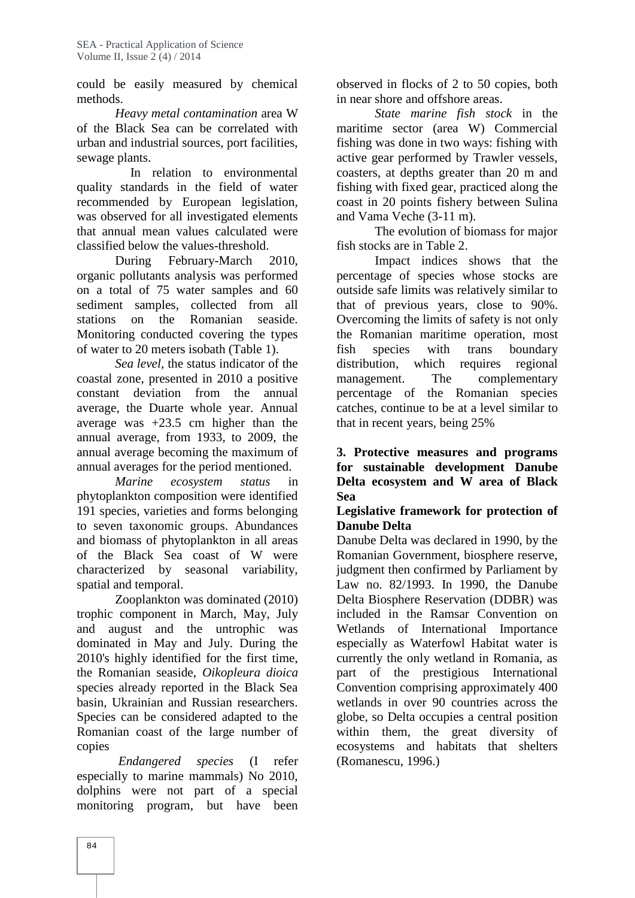could be easily measured by chemical methods.

*Heavy metal contamination* area W of the Black Sea can be correlated with urban and industrial sources, port facilities, sewage plants.

In relation to environmental quality standards in the field of water recommended by European legislation, was observed for all investigated elements that annual mean values calculated were classified below the values-threshold.

During February-March 2010, organic pollutants analysis was performed on a total of 75 water samples and 60 sediment samples, collected from all stations on the Romanian seaside. Monitoring conducted covering the types of water to 20 meters isobath (Table 1).

*Sea level*, the status indicator of the coastal zone, presented in 2010 a positive constant deviation from the annual average, the Duarte whole year. Annual average was +23.5 cm higher than the annual average, from 1933, to 2009, the annual average becoming the maximum of annual averages for the period mentioned.

*Marine ecosystem status* in phytoplankton composition were identified 191 species, varieties and forms belonging to seven taxonomic groups. Abundances and biomass of phytoplankton in all areas of the Black Sea coast of W were characterized by seasonal variability, spatial and temporal.

Zooplankton was dominated (2010) trophic component in March, May, July and august and the untrophic was dominated in May and July. During the 2010's highly identified for the first time, the Romanian seaside, *Oikopleura dioica* species already reported in the Black Sea basin, Ukrainian and Russian researchers. Species can be considered adapted to the Romanian coast of the large number of copies

*Endangered species* (I refer especially to marine mammals) No 2010, dolphins were not part of a special monitoring program, but have been observed in flocks of 2 to 50 copies, both in near shore and offshore areas.

*State marine fish stock* in the maritime sector (area W) Commercial fishing was done in two ways: fishing with active gear performed by Trawler vessels, coasters, at depths greater than 20 m and fishing with fixed gear, practiced along the coast in 20 points fishery between Sulina and Vama Veche (3-11 m).

The evolution of biomass for major fish stocks are in Table 2.

Impact indices shows that the percentage of species whose stocks are outside safe limits was relatively similar to that of previous years, close to 90%. Overcoming the limits of safety is not only the Romanian maritime operation, most fish species with trans boundary distribution, which requires regional management. The complementary percentage of the Romanian species catches, continue to be at a level similar to that in recent years, being 25%

## 3. Protective measures and programs for sustainable development Danube Delta ecosystem and W area of Black Sea

### Legislative framework for protection of Danube Delta

Danube Delta was declared in 1990, by the Romanian Government, biosphere reserve, judgment then confirmed by Parliament by Law no. 82/1993. In 1990, the Danube Delta Biosphere Reservation (DDBR) was included in the Ramsar Convention on Wetlands of International Importance especially as Waterfowl Habitat water is currently the only wetland in Romania, as part of the prestigious International Convention comprising approximately 400 wetlands in over 90 countries across the globe, so Delta occupies a central position within them, the great diversity of ecosystems and habitats that shelters (Romanescu, 1996.)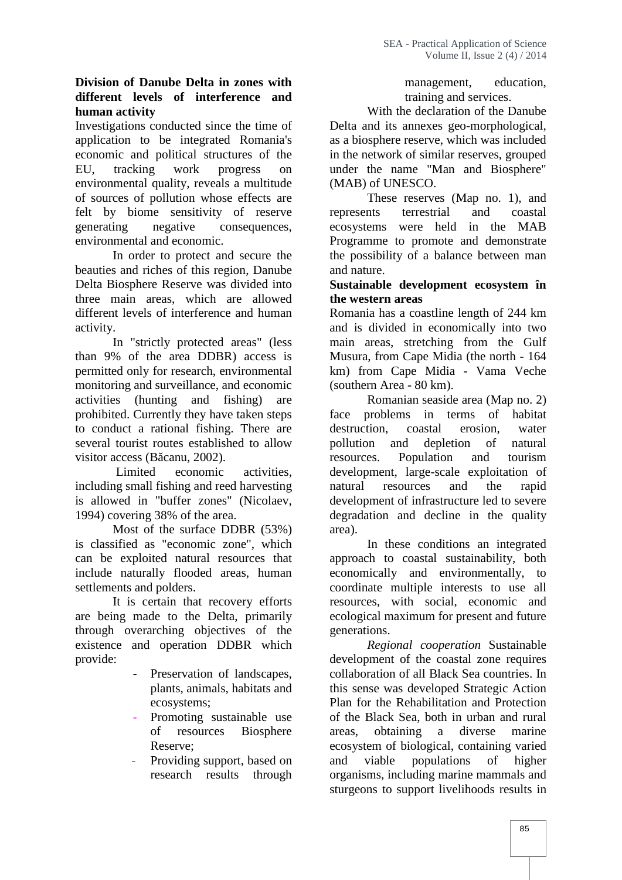**Division of Danube Delta in zones with different levels of interference and human activity**

Investigations conducted since the time of application to be integrated Romania's economic and political structures of the EU, tracking work progress on environmental quality, reveals a multitude of sources of pollution whose effects are felt by biome sensitivity of reserve generating negative consequences, environmental and economic.

In order to protect and secure the beauties and riches of this region, Danube Delta Biosphere Reserve was divided into three main areas, which are allowed different levels of interference and human activity.

In "strictly protected areas" (less than 9% of the area DDBR) access is permitted only for research, environmental monitoring and surveillance, and economic activities (hunting and fishing) are prohibited. Currently they have taken steps to conduct a rational fishing. There are several tourist routes established to allow visitor access (Băcanu, 2002).

Limited economic activities, including small fishing and reed harvesting is allowed in "buffer zones" (Nicolaev, 1994) covering 38% of the area.

Most of the surface DDBR (53%) is classified as "economic zone", which can be exploited natural resources that include naturally flooded areas, human settlements and polders.

It is certain that recovery efforts are being made to the Delta, primarily through overarching objectives of the existence and operation DDBR which provide:

- Preservation of landscapes, plants, animals, habitats and ecosystems;
- Promoting sustainable use of resources Biosphere Reserve;
- Providing support, based on research results through management, education, training and services.

With the declaration of the Danube Delta and its annexes geo-morphological, as a biosphere reserve, which was included in the network of similar reserves, grouped under the name "Man and Biosphere" (MAB) of UNESCO.

These reserves (Map no. 1), and represents terrestrial and coastal ecosystems were held in the MAB Programme to promote and demonstrate the possibility of a balance between man and nature.

**Sustainable development ecosystem în the western areas**

Romania has a coastline length of 244 km and is divided in economically into two main areas, stretching from the Gulf Musura, from Cape Midia (the north - 164 km) from Cape Midia - Vama Veche (southern Area - 80 km).

Romanian seaside area (Map no. 2) face problems in terms of habitat destruction, coastal erosion, water pollution and depletion of natural resources. Population and tourism development, large-scale exploitation of natural resources and the rapid development of infrastructure led to severe degradation and decline in the quality area).

In these conditions an integrated approach to coastal sustainability, both economically and environmentally, to coordinate multiple interests to use all resources, with social, economic and ecological maximum for present and future generations.

*Regional cooperation* Sustainable development of the coastal zone requires collaboration of all Black Sea countries. In this sense was developed Strategic Action Plan for the Rehabilitation and Protection of the Black Sea, both in urban and rural areas, obtaining a diverse marine ecosystem of biological, containing varied and viable populations of higher organisms, including marine mammals and sturgeons to support livelihoods results in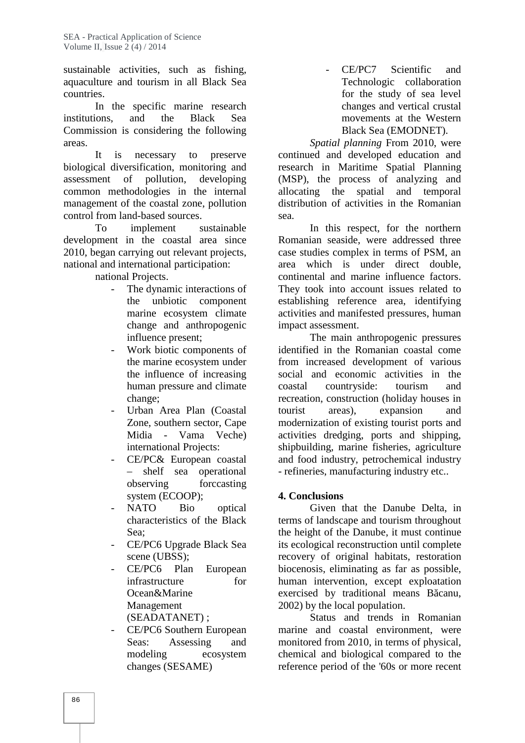sustainable activities, such as fishing, aquaculture and tourism in all Black Sea countries.

In the specific marine research institutions, and the Black Sea Commission is considering the following areas.

It is necessary to preserve biological diversification, monitoring and assessment of pollution, developing common methodologies in the internal management of the coastal zone, pollution control from land-based sources.

To implement sustainable development in the coastal area since 2010, began carrying out relevant projects, national and international participation:

national Projects.

- The dynamic interactions of the unbiotic component marine ecosystem climate change and anthropogenic influence present;
- Work biotic components of the marine ecosystem under the influence of increasing human pressure and climate change;
- Urban Area Plan (Coastal Zone, southern sector, Cape Midia - Vama Veche)

international Projects:

- CE/PC& European coastal – shelf sea operational observing forccasting system (ECOOP);
- NATO Bio optical characteristics of the Black Sea;
- CE/PC6 Upgrade Black Sea scene (UBSS);
- CE/PC6 Plan European infrastructure for Ocean&Marine Management (SEADATANET) ;
- CE/PC6 Southern European Seas: Assessing and modeling ecosystem changes (SESAME)
- CE/PC7 Scientific and Technologic collaboration for the study of sea level changes and vertical crustal movements at the Western Black Sea (EMODNET).

*Spatial planning* From 2010, were continued and developed education and research in Maritime Spatial Planning (MSP), the process of analyzing and allocating the spatial and temporal distribution of activities in the Romanian sea.

In this respect, for the northern Romanian seaside, were addressed three case studies complex in terms of PSM, an area which is under direct double, continental and marine influence factors. They took into account issues related to establishing reference area, identifying activities and manifested pressures, human impact assessment.

The main anthropogenic pressures identified in the Romanian coastal come from increased development of various social and economic activities in the coastal countryside: tourism and recreation, construction (holiday houses in tourist areas), expansion and modernization of existing tourist ports and activities dredging, ports and shipping, shipbuilding, marine fisheries, agriculture and food industry, petrochemical industry - refineries, manufacturing industry etc..

## 4. Conclusions

Given that the Danube Delta, in terms of landscape and tourism throughout the height of the Danube, it must continue its ecological reconstruction until complete recovery of original habitats, restoration biocenosis, eliminating as far as possible, human intervention, except exploatation exercised by traditional means Băcanu, 2002) by the local population.

Status and trends in Romanian marine and coastal environment, were monitored from 2010, in terms of physical, chemical and biological compared to the reference period of the '60s or more recent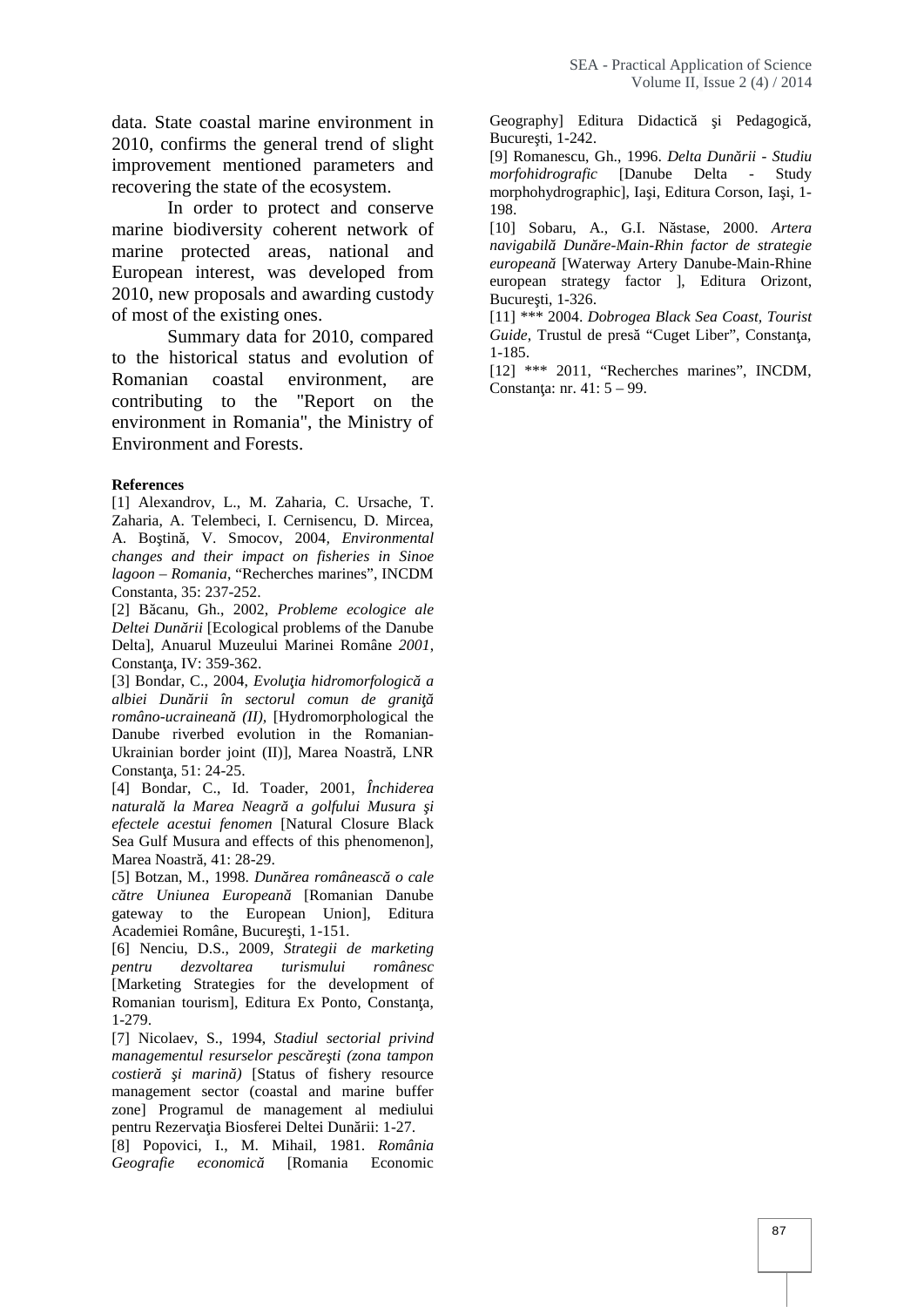data. State coastal marine environment in 2010, confirms the general trend of slight improvement mentioned parameters and recovering the state of the ecosystem.

In order to protect and conserve marine biodiversity coherent network of marine protected areas, national and European interest, was developed from 2010, new proposals and awarding custody of most of the existing ones.

Summary data for 2010, compared to the historical status and evolution of Romanian coastal environment, are contributing to the "Report on the environment in Romania", the Ministry of Environment and Forests.

**References**

[1] Alexandrov, L., M. Zaharia, C. Ursache, T. Zaharia, A. Telembeci, I. Cernisencu, D. Mircea, A. Boştină, V. Smocov, 2004, *Environmental changes and their impact on fisheries in Sinoe lagoon – Romania*, "Recherches marines", INCDM Constanta, 35: 237-252.

[2] Băcanu, Gh., 2002, *Probleme ecologice ale Deltei Dunării* [Ecological problems of the Danube Delta], Anuarul Muzeului Marinei Române *2001*, Constanţa, IV: 359-362.

[3] Bondar, C., 2004, *Evoluţia hidromorfologică a albiei Dunării în sectorul comun de graniţă româno-ucraineană (II)*, [Hydromorphological the Danube riverbed evolution in the Romanian-Ukrainian border joint (II)], Marea Noastră, LNR Constanţa, 51: 24-25.

[4] Bondar, C., Id. Toader, 2001, *Închiderea naturală la Marea Neagră a golfului Musura şi efectele acestui fenomen* [Natural Closure Black Sea Gulf Musura and effects of this phenomenon], Marea Noastră, 41: 28-29.

[5] Botzan, M., 1998. *Dunărea românească o cale către Uniunea Europeană* [Romanian Danube gateway to the European Union], Editura Academiei Române, Bucureşti, 1-151.

[6] Nenciu, D.S., 2009, *Strategii de marketing pentru dezvoltarea turismului românesc* [Marketing Strategies for the development of Romanian tourism], Editura Ex Ponto, Constanţa, 1-279.

[7] Nicolaev, S., 1994, *Stadiul sectorial privind managementul resurselor pescăreşti (zona tampon costieră şi marină)* [Status of fishery resource management sector (coastal and marine buffer zone] Programul de management al mediului pentru Rezervaţia Biosferei Deltei Dunării: 1-27.

[8] Popovici, I., M. Mihail, 1981. *România Geografie economică* [Romania Economic Geography] Editura Didactică şi Pedagogică, Bucureşti, 1-242.

[9] Romanescu, Gh., 1996. *Delta Dunării - Studiu morfohidrografic* [Danube Delta - Study morphohydrographic], Iaşi, Editura Corson, Iaşi, 1-198.

[10] Sobaru, A., G.I. Năstase, 2000. *Artera navigabilă Dunăre-Main-Rhin factor de strategie europeană* [Waterway Artery Danube-Main-Rhine european strategy factor ], Editura Orizont, Bucureşti, 1-326.

[11] *** 2004. *Dobrogea Black Sea Coast, Tourist Guide*, Trustul de presă "Cuget Liber", Constanţa, 1-185.

[12] *** 2011, "Recherches marines", INCDM, Constanţa: nr. 41: 5 – 99.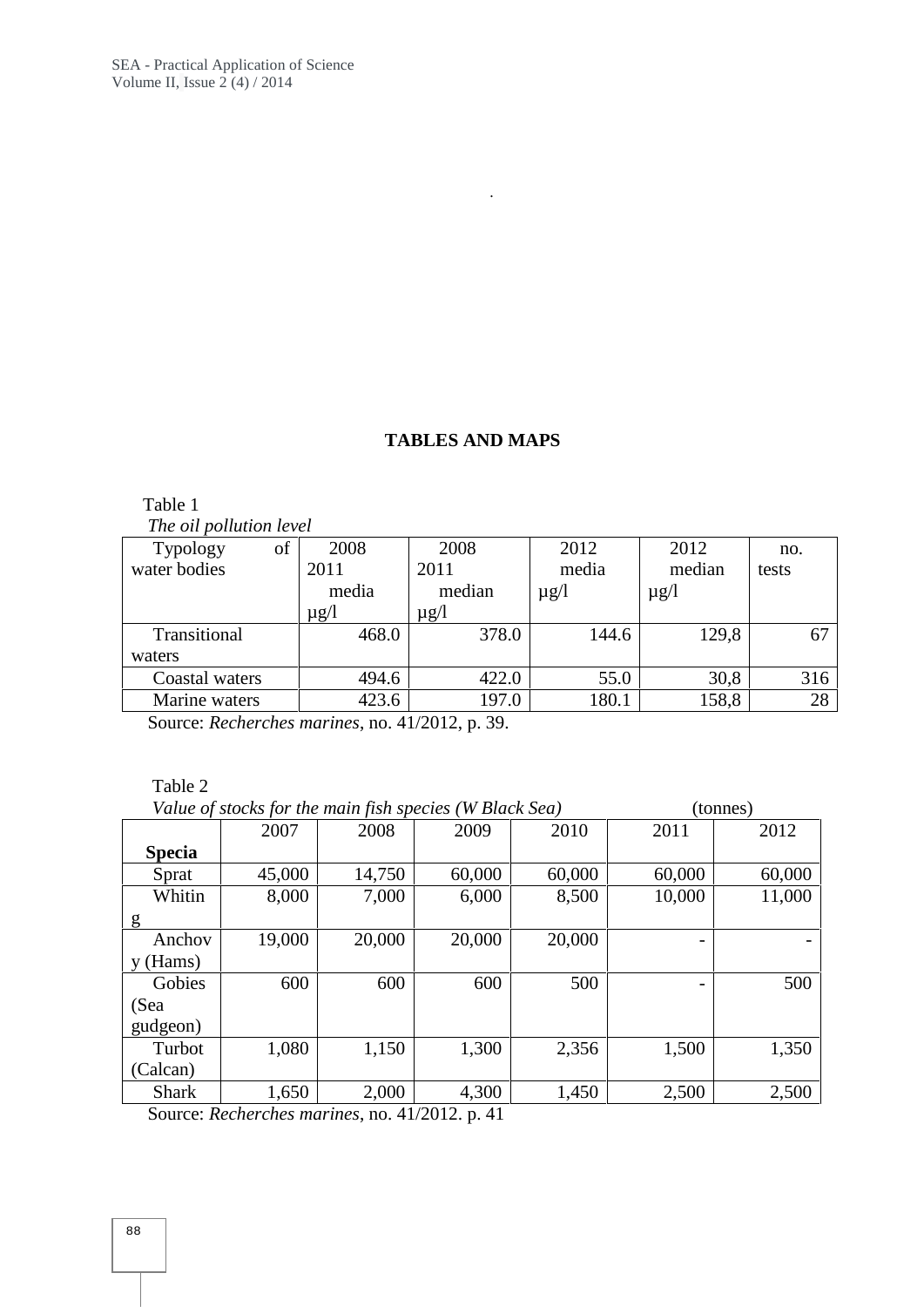## TABLES AND MAPS

Table 1

*The oil pollution level*

| Typology of water bodies | 2008 2011 media µg/l | 2008 2011 median µg/l | 2012 media µg/l | 2012 median µg/l | no. tests |
|---|---|---|---|---|---|
| Transitional waters | 468.0 | 378.0 | 144.6 | 129,8 | 67 |
| Coastal waters | 494.6 | 422.0 | 55.0 | 30,8 | 316 |
| Marine waters | 423.6 | 197.0 | 180.1 | 158,8 | 28 |

Source: *Recherches marines*, no. 41/2012, p. 39.

Table 2

*Value of stocks for the main fish species (W Black Sea)* (tonnes)

| **Specia** | 2007 | 2008 | 2009 | 2010 | 2011 | 2012 |
|---|---|---|---|---|---|---|
| Sprat | 45,000 | 14,750 | 60,000 | 60,000 | 60,000 | 60,000 |
| Whiting | 8,000 | 7,000 | 6,000 | 8,500 | 10,000 | 11,000 |
| Anchovy (Hams) | 19,000 | 20,000 | 20,000 | 20,000 | - | - |
| Gobies (Sea gudgeon) | 600 | 600 | 600 | 500 | - | 500 |
| Turbot (Calcan) | 1,080 | 1,150 | 1,300 | 2,356 | 1,500 | 1,350 |
| Shark | 1,650 | 2,000 | 4,300 | 1,450 | 2,500 | 2,500 |

Source: *Recherches marines*, no. 41/2012. p. 41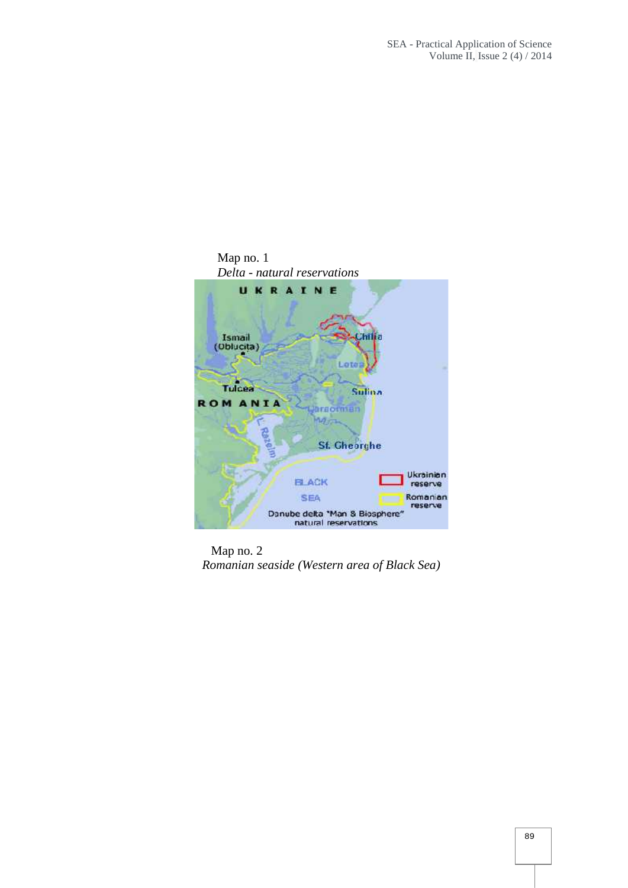Map no. 1
*Delta - natural reservations*

Map no. 2
*Romanian seaside (Western area of Black Sea)*